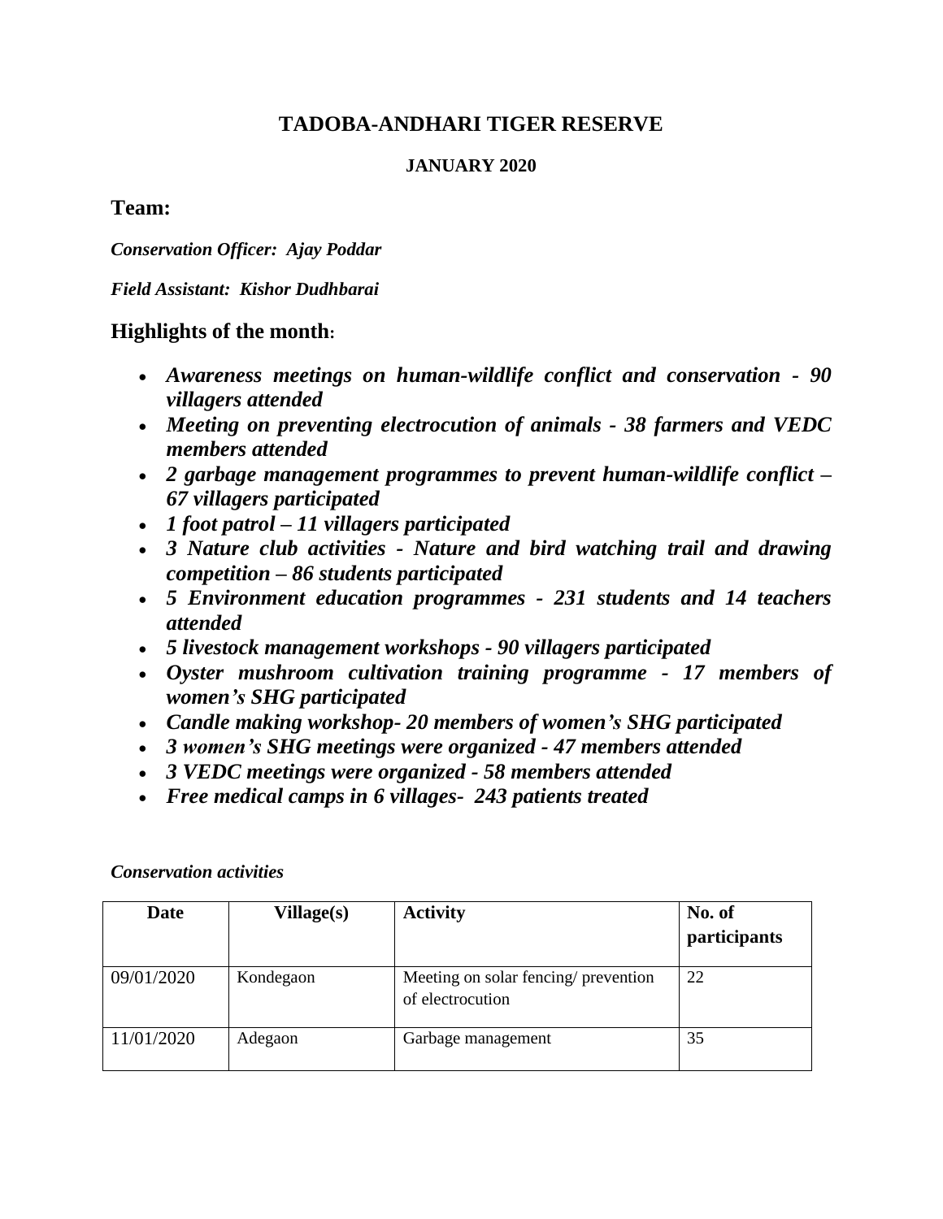# TADOBA-ANDHARI TIGER RESERVE

**JANUARY 2020**

## Team:

***Conservation Officer: Ajay Poddar***

***Field Assistant: Kishor Dudhbarai***

## Highlights of the month:

- ***Awareness meetings on human-wildlife conflict and conservation - 90 villagers attended***
- ***Meeting on preventing electrocution of animals - 38 farmers and VEDC members attended***
- ***2 garbage management programmes to prevent human-wildlife conflict – 67 villagers participated***
- ***1 foot patrol – 11 villagers participated***
- ***3 Nature club activities - Nature and bird watching trail and drawing competition – 86 students participated***
- ***5 Environment education programmes - 231 students and 14 teachers attended***
- ***5 livestock management workshops - 90 villagers participated***
- ***Oyster mushroom cultivation training programme - 17 members of women's SHG participated***
- ***Candle making workshop- 20 members of women's SHG participated***
- ***3 women's SHG meetings were organized - 47 members attended***
- ***3 VEDC meetings were organized - 58 members attended***
- ***Free medical camps in 6 villages- 243 patients treated***

*Conservation activities*

| Date | Village(s) | Activity | No. of participants |
|---|---|---|---|
| 09/01/2020 | Kondegaon | Meeting on solar fencing/ prevention of electrocution | 22 |
| 11/01/2020 | Adegaon | Garbage management | 35 |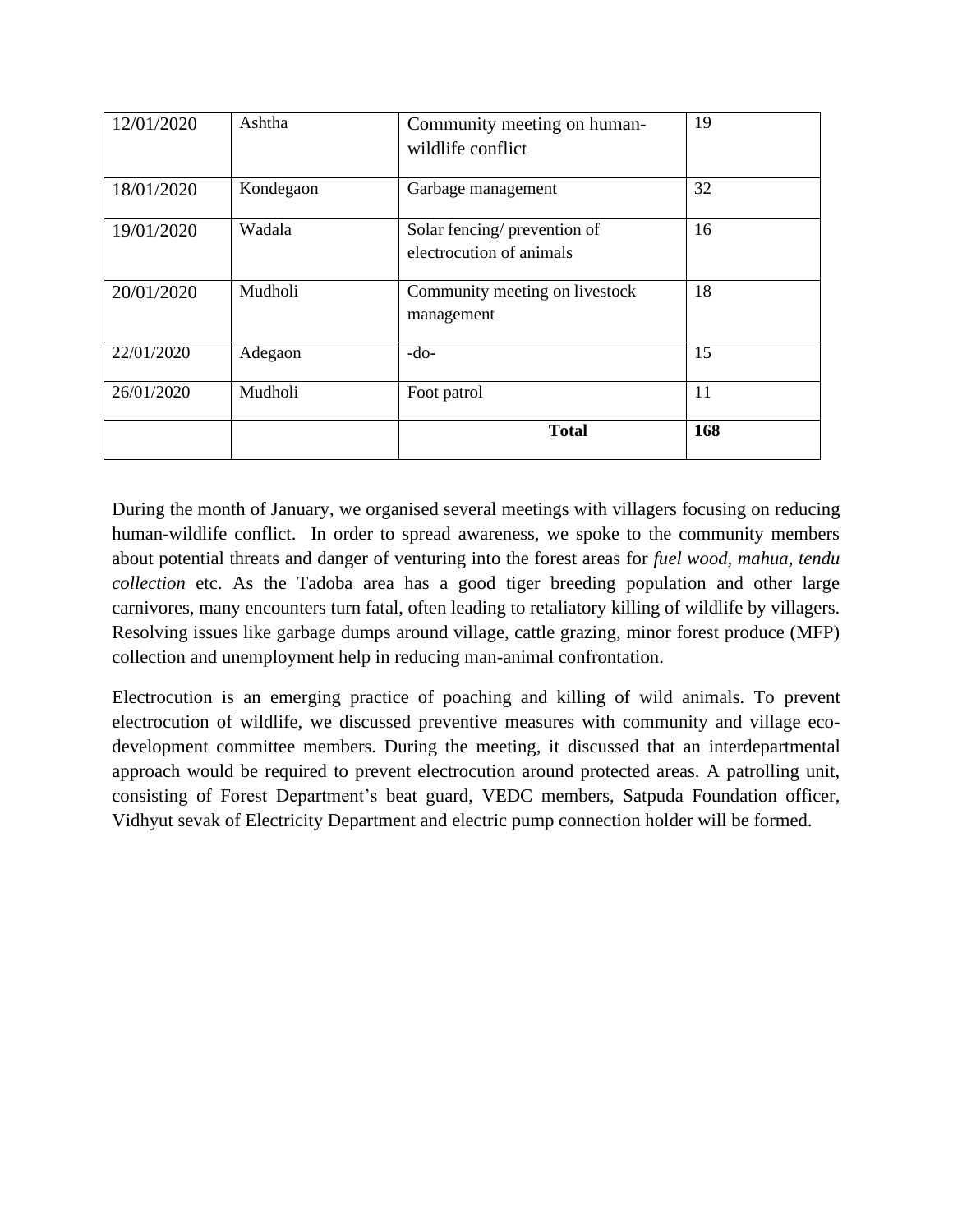| 12/01/2020 | Ashtha | Community meeting on human-wildlife conflict | 19 |
|---|---|---|---|
| 18/01/2020 | Kondegaon | Garbage management | 32 |
| 19/01/2020 | Wadala | Solar fencing/ prevention of electrocution of animals | 16 |
| 20/01/2020 | Mudholi | Community meeting on livestock management | 18 |
| 22/01/2020 | Adegaon | -do- | 15 |
| 26/01/2020 | Mudholi | Foot patrol | 11 |
| | | **Total** | **168** |

During the month of January, we organised several meetings with villagers focusing on reducing human-wildlife conflict. In order to spread awareness, we spoke to the community members about potential threats and danger of venturing into the forest areas for *fuel wood, mahua, tendu collection* etc. As the Tadoba area has a good tiger breeding population and other large carnivores, many encounters turn fatal, often leading to retaliatory killing of wildlife by villagers. Resolving issues like garbage dumps around village, cattle grazing, minor forest produce (MFP) collection and unemployment help in reducing man-animal confrontation.

Electrocution is an emerging practice of poaching and killing of wild animals. To prevent electrocution of wildlife, we discussed preventive measures with community and village eco-development committee members. During the meeting, it discussed that an interdepartmental approach would be required to prevent electrocution around protected areas. A patrolling unit, consisting of Forest Department's beat guard, VEDC members, Satpuda Foundation officer, Vidhyut sevak of Electricity Department and electric pump connection holder will be formed.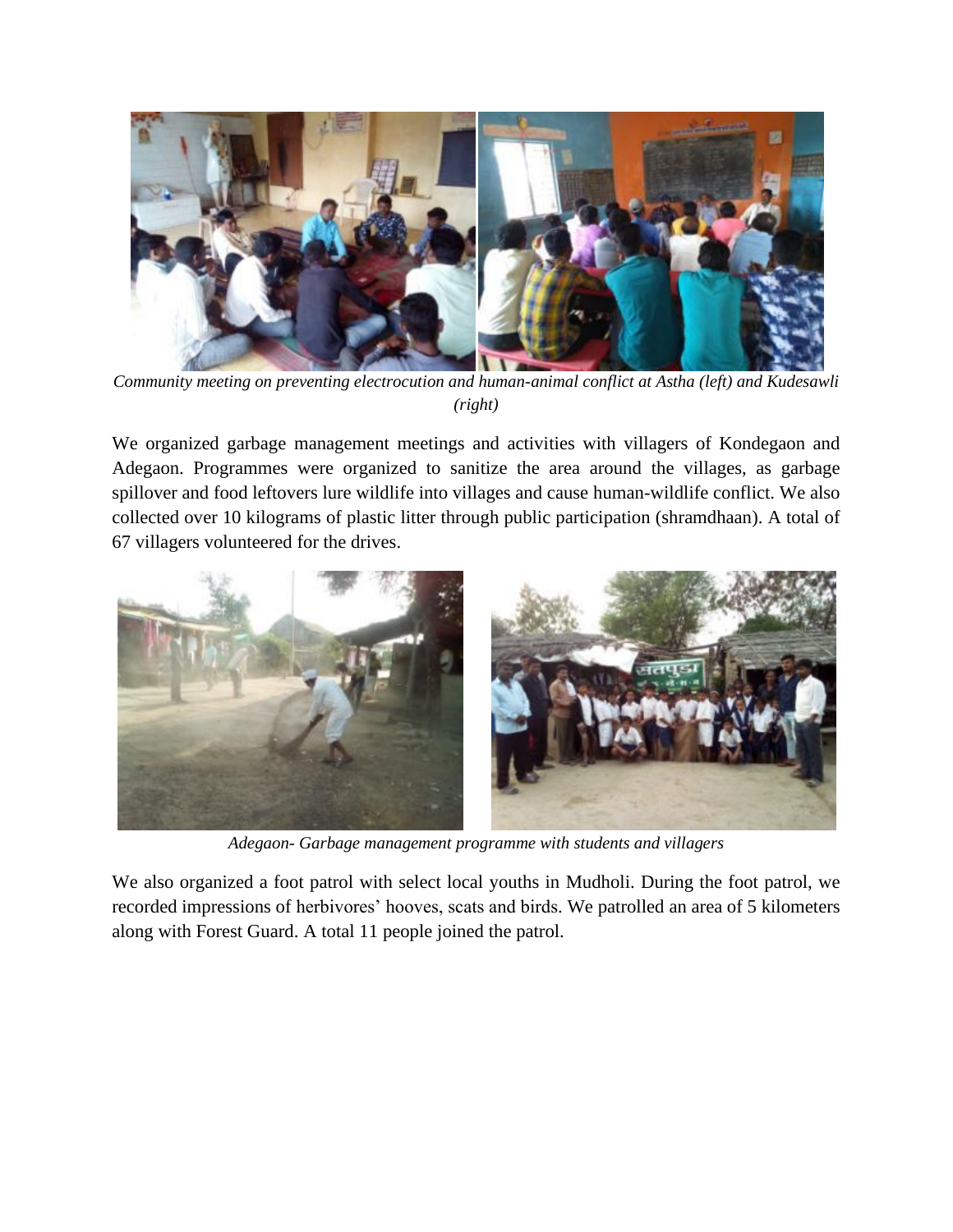*Community meeting on preventing electrocution and human-animal conflict at Astha (left) and Kudesawli (right)*

We organized garbage management meetings and activities with villagers of Kondegaon and Adegaon. Programmes were organized to sanitize the area around the villages, as garbage spillover and food leftovers lure wildlife into villages and cause human-wildlife conflict. We also collected over 10 kilograms of plastic litter through public participation (shramdhaan). A total of 67 villagers volunteered for the drives.

*Adegaon- Garbage management programme with students and villagers*

We also organized a foot patrol with select local youths in Mudholi. During the foot patrol, we recorded impressions of herbivores' hooves, scats and birds. We patrolled an area of 5 kilometers along with Forest Guard. A total 11 people joined the patrol.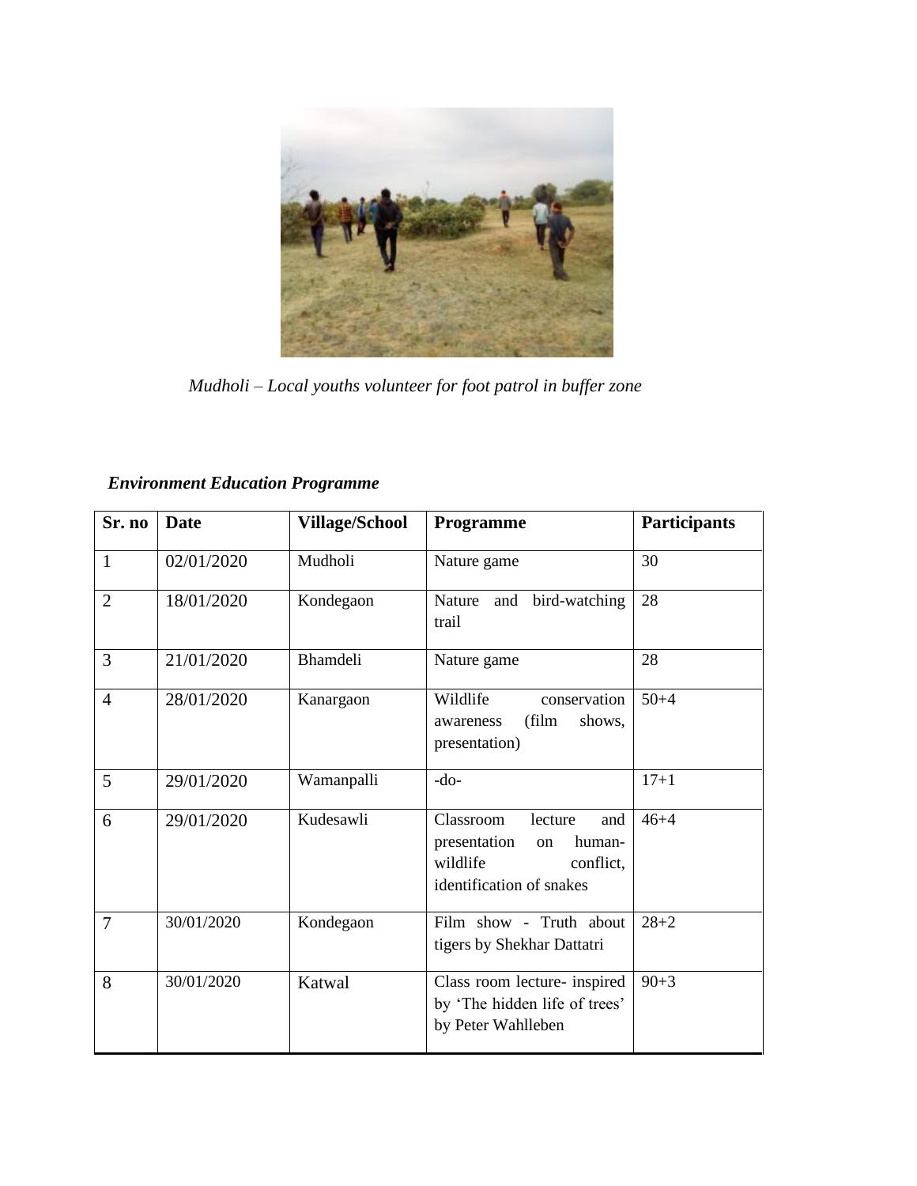*Mudholi – Local youths volunteer for foot patrol in buffer zone*

***Environment Education Programme***

| Sr. no | Date | Village/School | Programme | Participants |
|---|---|---|---|---|
| 1 | 02/01/2020 | Mudholi | Nature game | 30 |
| 2 | 18/01/2020 | Kondegaon | Nature and bird-watching trail | 28 |
| 3 | 21/01/2020 | Bhamdeli | Nature game | 28 |
| 4 | 28/01/2020 | Kanargaon | Wildlife conservation awareness (film shows, presentation) | 50+4 |
| 5 | 29/01/2020 | Wamanpalli | -do- | 17+1 |
| 6 | 29/01/2020 | Kudesawli | Classroom lecture and presentation on human-wildlife conflict, identification of snakes | 46+4 |
| 7 | 30/01/2020 | Kondegaon | Film show - Truth about tigers by Shekhar Dattatri | 28+2 |
| 8 | 30/01/2020 | Katwal | Class room lecture- inspired by 'The hidden life of trees' by Peter Wahlleben | 90+3 |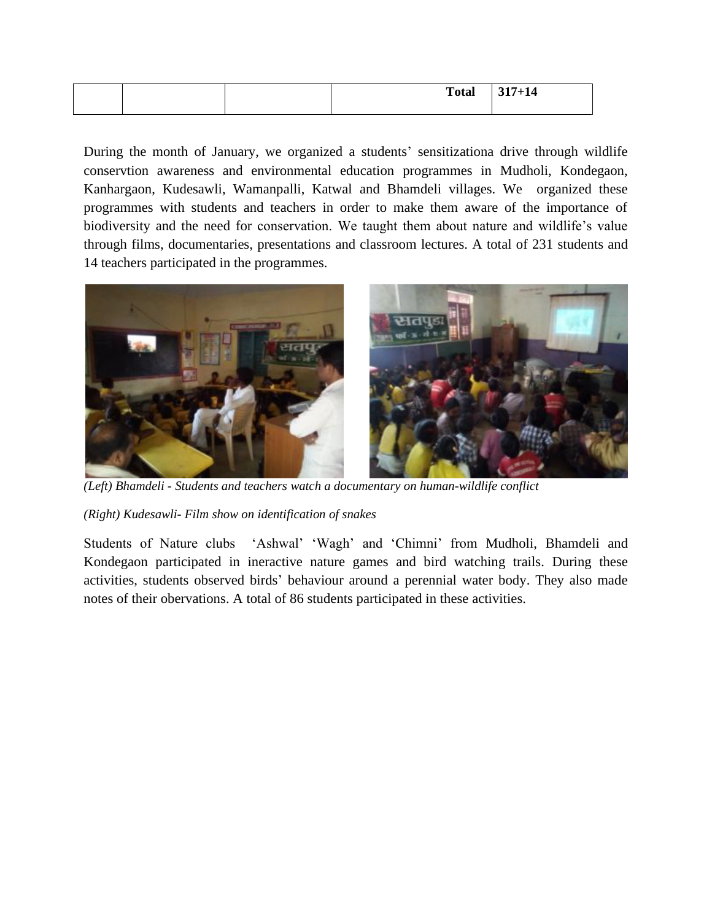| | | | | Total | 317+14 |
|---|---|---|---|---|---|

During the month of January, we organized a students' sensitizationa drive through wildlife conservtion awareness and environmental education programmes in Mudholi, Kondegaon, Kanhargaon, Kudesawli, Wamanpalli, Katwal and Bhamdeli villages. We organized these programmes with students and teachers in order to make them aware of the importance of biodiversity and the need for conservation. We taught them about nature and wildlife's value through films, documentaries, presentations and classroom lectures. A total of 231 students and 14 teachers participated in the programmes.

*(Left) Bhamdeli - Students and teachers watch a documentary on human-wildlife conflict*

*(Right) Kudesawli- Film show on identification of snakes*

Students of Nature clubs 'Ashwal' 'Wagh' and 'Chimni' from Mudholi, Bhamdeli and Kondegaon participated in ineractive nature games and bird watching trails. During these activities, students observed birds' behaviour around a perennial water body. They also made notes of their obervations. A total of 86 students participated in these activities.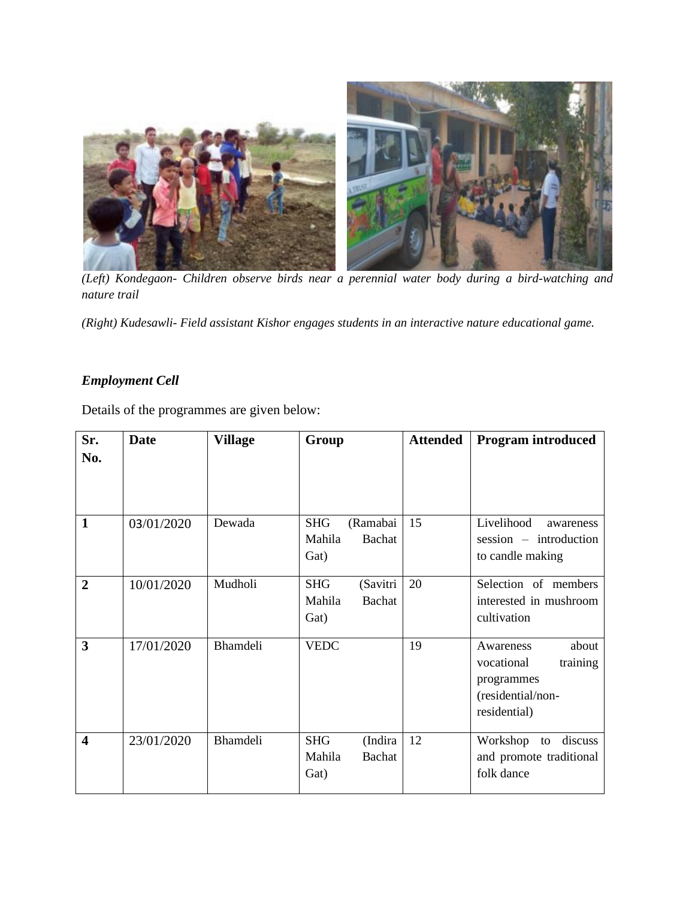*(Left) Kondegaon- Children observe birds near a perennial water body during a bird-watching and nature trail*

*(Right) Kudesawli- Field assistant Kishor engages students in an interactive nature educational game.*

***Employment Cell***

Details of the programmes are given below:

| Sr. No. | Date | Village | Group | Attended | Program introduced |
|---|---|---|---|---|---|
| **1** | 03/01/2020 | Dewada | SHG (Ramabai Mahila Bachat Gat) | 15 | Livelihood awareness session – introduction to candle making |
| **2** | 10/01/2020 | Mudholi | SHG (Savitri Mahila Bachat Gat) | 20 | Selection of members interested in mushroom cultivation |
| **3** | 17/01/2020 | Bhamdeli | VEDC | 19 | Awareness about vocational training programmes (residential/non-residential) |
| **4** | 23/01/2020 | Bhamdeli | SHG (Indira Mahila Bachat Gat) | 12 | Workshop to discuss and promote traditional folk dance |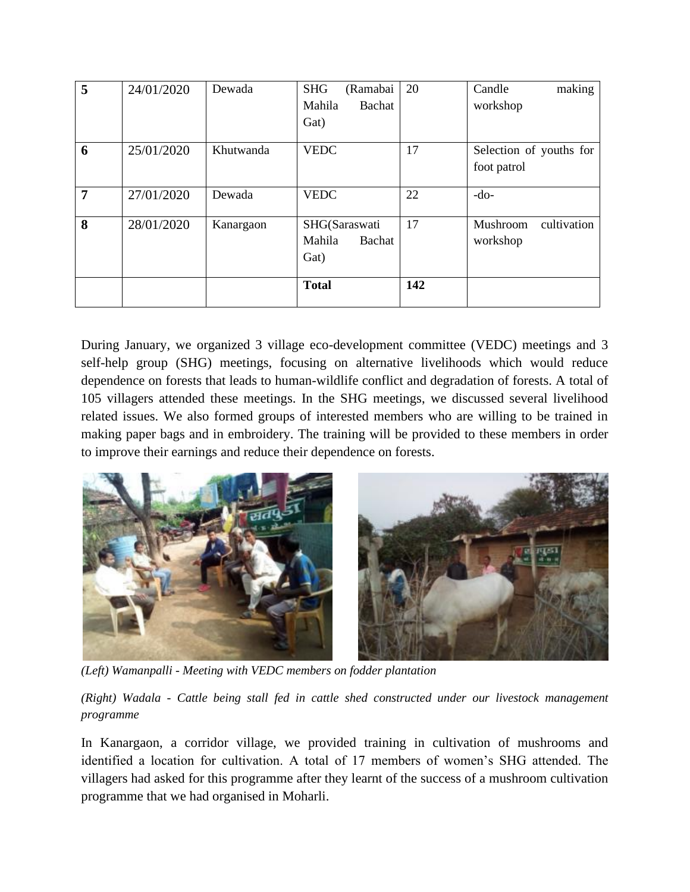| 5 | 24/01/2020 | Dewada | SHG (Ramabai Mahila Bachat Gat) | 20 | Candle making workshop |
|---|---|---|---|---|---|
| 6 | 25/01/2020 | Khutwanda | VEDC | 17 | Selection of youths for foot patrol |
| 7 | 27/01/2020 | Dewada | VEDC | 22 | -do- |
| 8 | 28/01/2020 | Kanargaon | SHG(Saraswati Mahila Bachat Gat) | 17 | Mushroom cultivation workshop |
| | | | **Total** | **142** | |

During January, we organized 3 village eco-development committee (VEDC) meetings and 3 self-help group (SHG) meetings, focusing on alternative livelihoods which would reduce dependence on forests that leads to human-wildlife conflict and degradation of forests. A total of 105 villagers attended these meetings. In the SHG meetings, we discussed several livelihood related issues. We also formed groups of interested members who are willing to be trained in making paper bags and in embroidery. The training will be provided to these members in order to improve their earnings and reduce their dependence on forests.

*(Left) Wamanpalli - Meeting with VEDC members on fodder plantation*

*(Right) Wadala - Cattle being stall fed in cattle shed constructed under our livestock management programme*

In Kanargaon, a corridor village, we provided training in cultivation of mushrooms and identified a location for cultivation. A total of 17 members of women's SHG attended. The villagers had asked for this programme after they learnt of the success of a mushroom cultivation programme that we had organised in Moharli.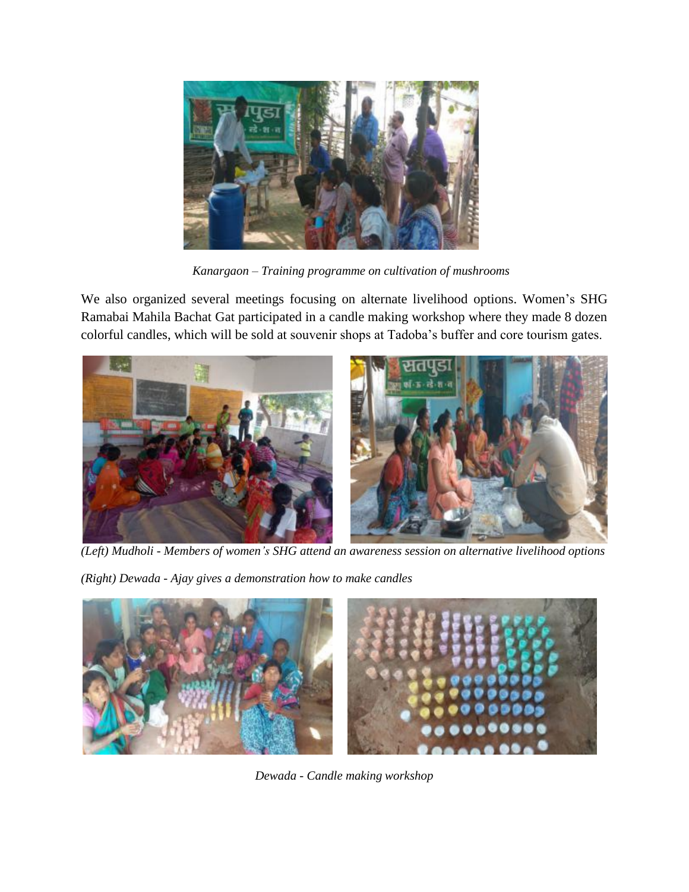*Kanargaon – Training programme on cultivation of mushrooms*

We also organized several meetings focusing on alternate livelihood options. Women's SHG Ramabai Mahila Bachat Gat participated in a candle making workshop where they made 8 dozen colorful candles, which will be sold at souvenir shops at Tadoba's buffer and core tourism gates.

*(Left) Mudholi - Members of women's SHG attend an awareness session on alternative livelihood options*

*(Right) Dewada - Ajay gives a demonstration how to make candles*

*Dewada - Candle making workshop*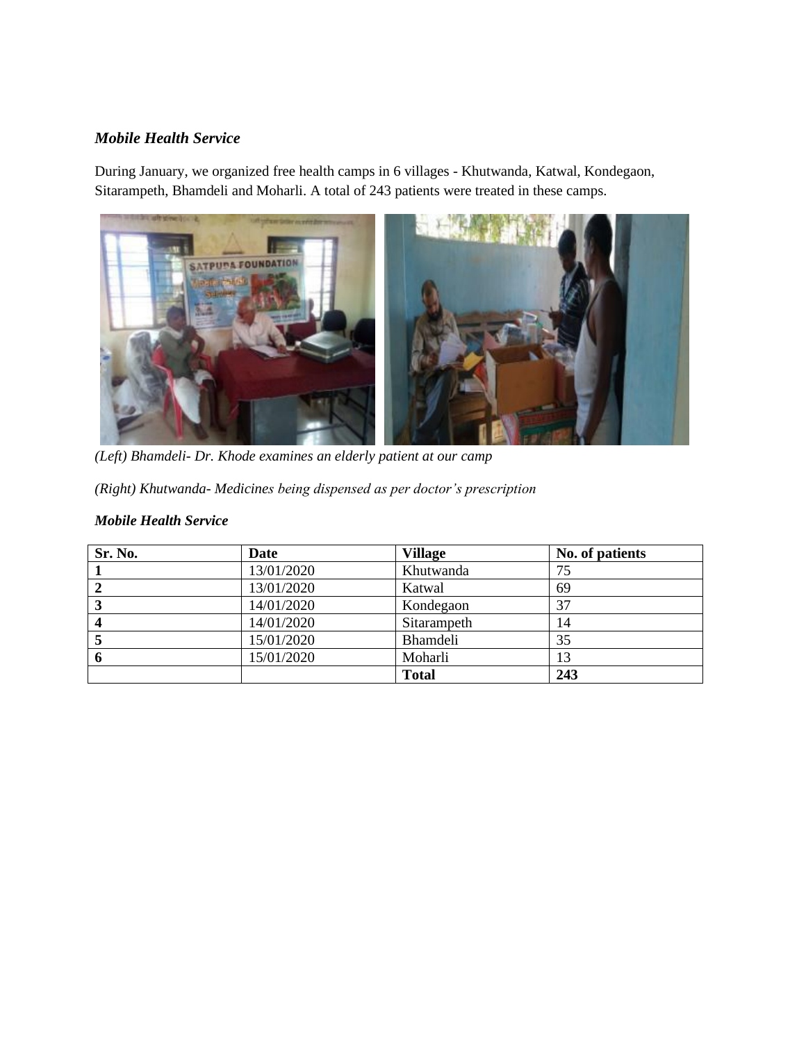### *Mobile Health Service*

During January, we organized free health camps in 6 villages - Khutwanda, Katwal, Kondegaon, Sitarampeth, Bhamdeli and Moharli. A total of 243 patients were treated in these camps.

*(Left) Bhamdeli- Dr. Khode examines an elderly patient at our camp*

*(Right) Khutwanda- Medicines being dispensed as per doctor's prescription*

***Mobile Health Service***

| Sr. No. | Date | Village | No. of patients |
|---|---|---|---|
| **1** | 13/01/2020 | Khutwanda | 75 |
| **2** | 13/01/2020 | Katwal | 69 |
| **3** | 14/01/2020 | Kondegaon | 37 |
| **4** | 14/01/2020 | Sitarampeth | 14 |
| **5** | 15/01/2020 | Bhamdeli | 35 |
| **6** | 15/01/2020 | Moharli | 13 |
| | | **Total** | **243** |